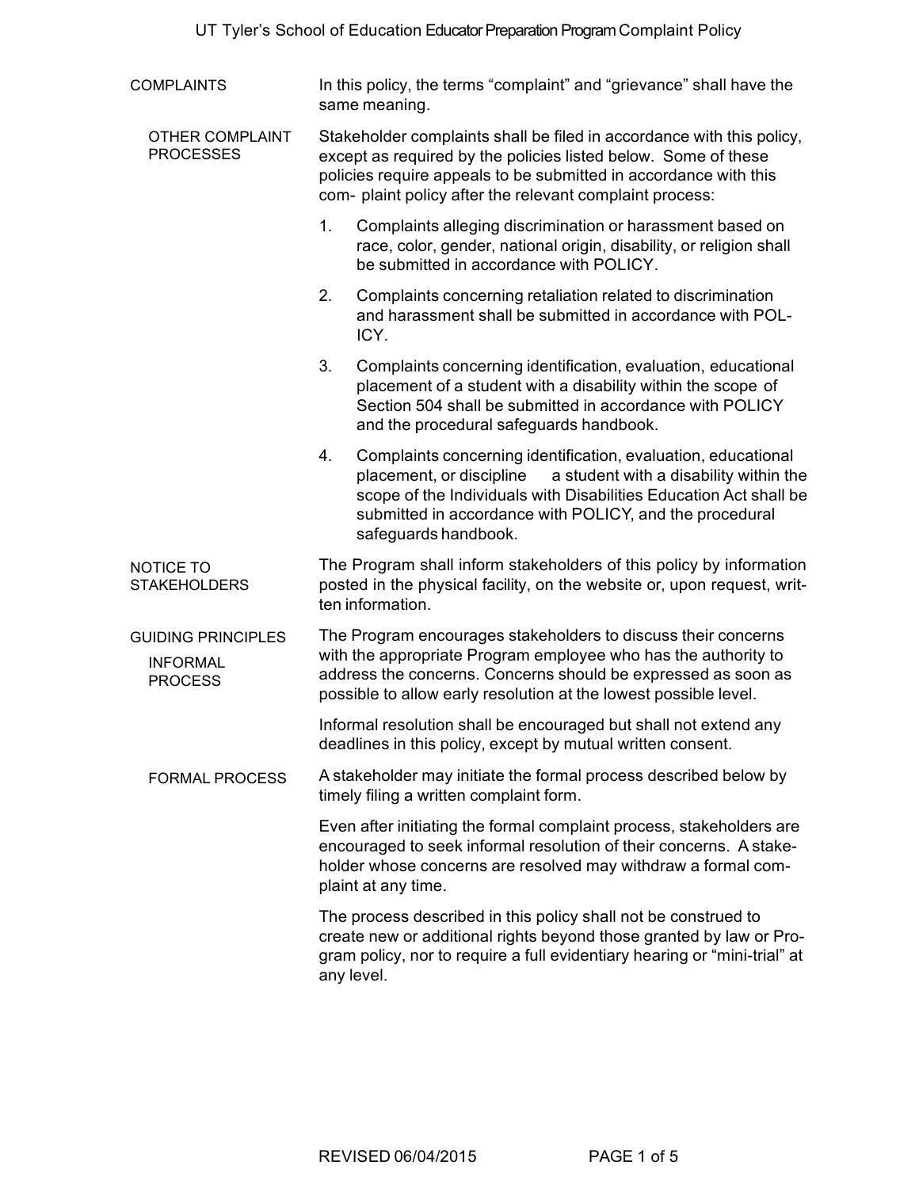# UT Tyler's School of Education Educator Preparation Program Complaint Policy

## COMPLAINTS

In this policy, the terms "complaint" and "grievance" shall have the same meaning.

### OTHER COMPLAINT PROCESSES

Stakeholder complaints shall be filed in accordance with this policy, except as required by the policies listed below. Some of these policies require appeals to be submitted in accordance with this com- plaint policy after the relevant complaint process:

1. Complaints alleging discrimination or harassment based on race, color, gender, national origin, disability, or religion shall be submitted in accordance with POLICY.
2. Complaints concerning retaliation related to discrimination and harassment shall be submitted in accordance with POLICY.
3. Complaints concerning identification, evaluation, educational placement of a student with a disability within the scope of Section 504 shall be submitted in accordance with POLICY and the procedural safeguards handbook.
4. Complaints concerning identification, evaluation, educational placement, or discipline a student with a disability within the scope of the Individuals with Disabilities Education Act shall be submitted in accordance with POLICY, and the procedural safeguards handbook.

## NOTICE TO STAKEHOLDERS

The Program shall inform stakeholders of this policy by information posted in the physical facility, on the website or, upon request, written information.

## GUIDING PRINCIPLES

### INFORMAL PROCESS

The Program encourages stakeholders to discuss their concerns with the appropriate Program employee who has the authority to address the concerns. Concerns should be expressed as soon as possible to allow early resolution at the lowest possible level.

Informal resolution shall be encouraged but shall not extend any deadlines in this policy, except by mutual written consent.

### FORMAL PROCESS

A stakeholder may initiate the formal process described below by timely filing a written complaint form.

Even after initiating the formal complaint process, stakeholders are encouraged to seek informal resolution of their concerns. A stakeholder whose concerns are resolved may withdraw a formal complaint at any time.

The process described in this policy shall not be construed to create new or additional rights beyond those granted by law or Program policy, nor to require a full evidentiary hearing or "mini-trial" at any level.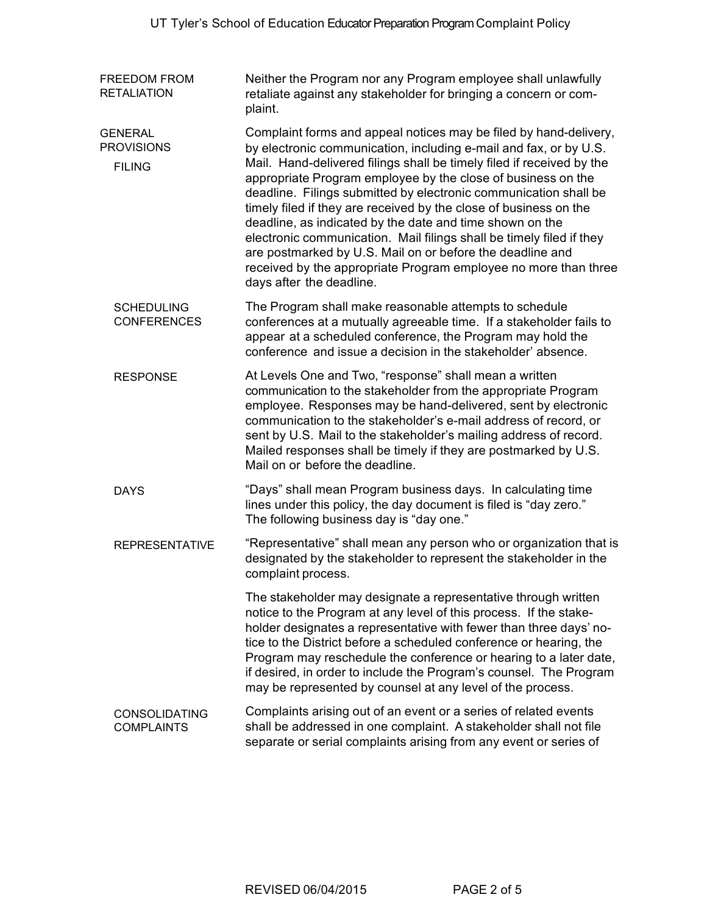## FREEDOM FROM RETALIATION

Neither the Program nor any Program employee shall unlawfully retaliate against any stakeholder for bringing a concern or complaint.

## GENERAL PROVISIONS

### FILING

Complaint forms and appeal notices may be filed by hand-delivery, by electronic communication, including e-mail and fax, or by U.S. Mail. Hand-delivered filings shall be timely filed if received by the appropriate Program employee by the close of business on the deadline. Filings submitted by electronic communication shall be timely filed if they are received by the close of business on the deadline, as indicated by the date and time shown on the electronic communication. Mail filings shall be timely filed if they are postmarked by U.S. Mail on or before the deadline and received by the appropriate Program employee no more than three days after the deadline.

### SCHEDULING CONFERENCES

The Program shall make reasonable attempts to schedule conferences at a mutually agreeable time. If a stakeholder fails to appear at a scheduled conference, the Program may hold the conference and issue a decision in the stakeholder' absence.

### RESPONSE

At Levels One and Two, "response" shall mean a written communication to the stakeholder from the appropriate Program employee. Responses may be hand-delivered, sent by electronic communication to the stakeholder's e-mail address of record, or sent by U.S. Mail to the stakeholder's mailing address of record. Mailed responses shall be timely if they are postmarked by U.S. Mail on or before the deadline.

### DAYS

"Days" shall mean Program business days. In calculating time lines under this policy, the day document is filed is "day zero." The following business day is "day one."

### REPRESENTATIVE

"Representative" shall mean any person who or organization that is designated by the stakeholder to represent the stakeholder in the complaint process.

The stakeholder may designate a representative through written notice to the Program at any level of this process. If the stakeholder designates a representative with fewer than three days' notice to the District before a scheduled conference or hearing, the Program may reschedule the conference or hearing to a later date, if desired, in order to include the Program's counsel. The Program may be represented by counsel at any level of the process.

### CONSOLIDATING COMPLAINTS

Complaints arising out of an event or a series of related events shall be addressed in one complaint. A stakeholder shall not file separate or serial complaints arising from any event or series of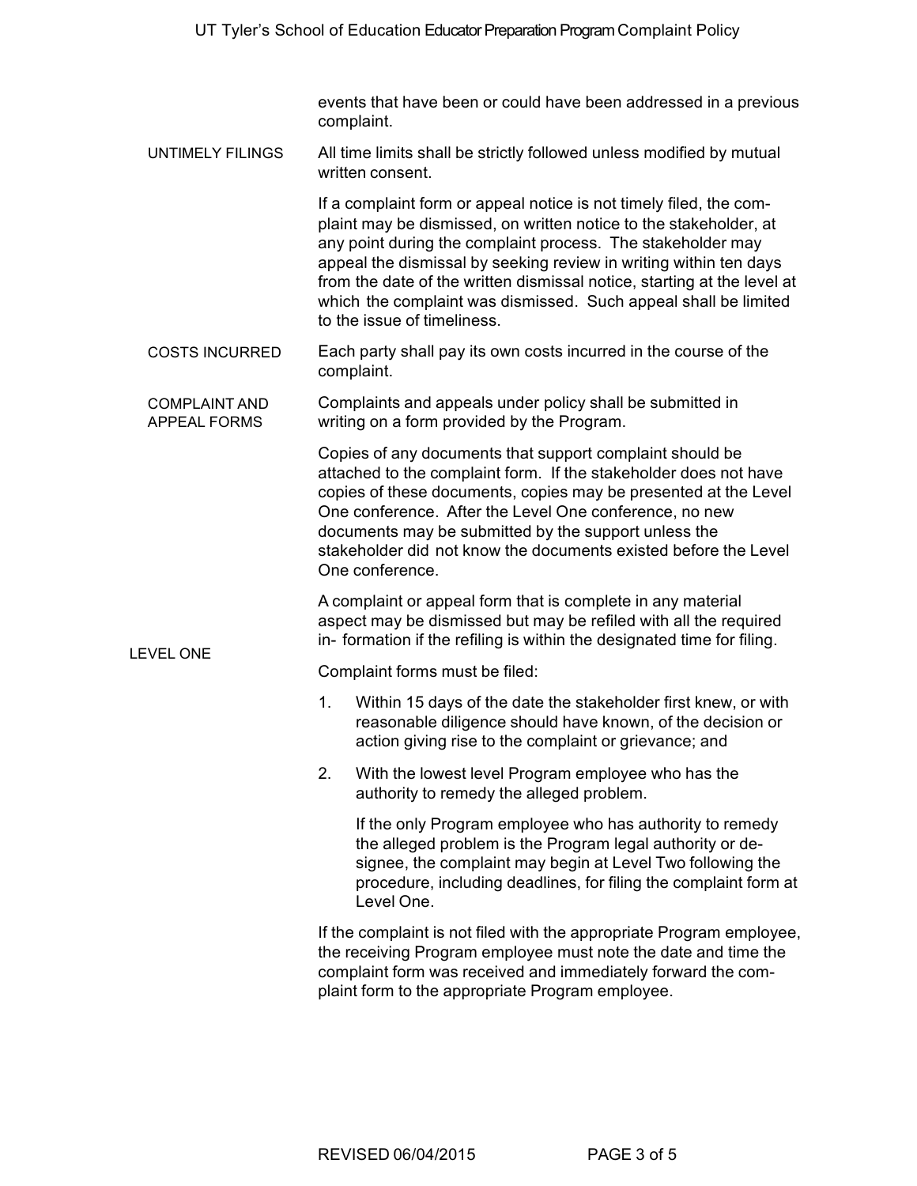events that have been or could have been addressed in a previous complaint.

**UNTIMELY FILINGS**

All time limits shall be strictly followed unless modified by mutual written consent.

If a complaint form or appeal notice is not timely filed, the complaint may be dismissed, on written notice to the stakeholder, at any point during the complaint process. The stakeholder may appeal the dismissal by seeking review in writing within ten days from the date of the written dismissal notice, starting at the level at which the complaint was dismissed. Such appeal shall be limited to the issue of timeliness.

**COSTS INCURRED**

Each party shall pay its own costs incurred in the course of the complaint.

**COMPLAINT AND APPEAL FORMS**

Complaints and appeals under policy shall be submitted in writing on a form provided by the Program.

Copies of any documents that support complaint should be attached to the complaint form. If the stakeholder does not have copies of these documents, copies may be presented at the Level One conference. After the Level One conference, no new documents may be submitted by the support unless the stakeholder did not know the documents existed before the Level One conference.

A complaint or appeal form that is complete in any material aspect may be dismissed but may be refiled with all the required in- formation if the refiling is within the designated time for filing.

**LEVEL ONE**

Complaint forms must be filed:

1. Within 15 days of the date the stakeholder first knew, or with reasonable diligence should have known, of the decision or action giving rise to the complaint or grievance; and
2. With the lowest level Program employee who has the authority to remedy the alleged problem.

   If the only Program employee who has authority to remedy the alleged problem is the Program legal authority or designee, the complaint may begin at Level Two following the procedure, including deadlines, for filing the complaint form at Level One.

If the complaint is not filed with the appropriate Program employee, the receiving Program employee must note the date and time the complaint form was received and immediately forward the complaint form to the appropriate Program employee.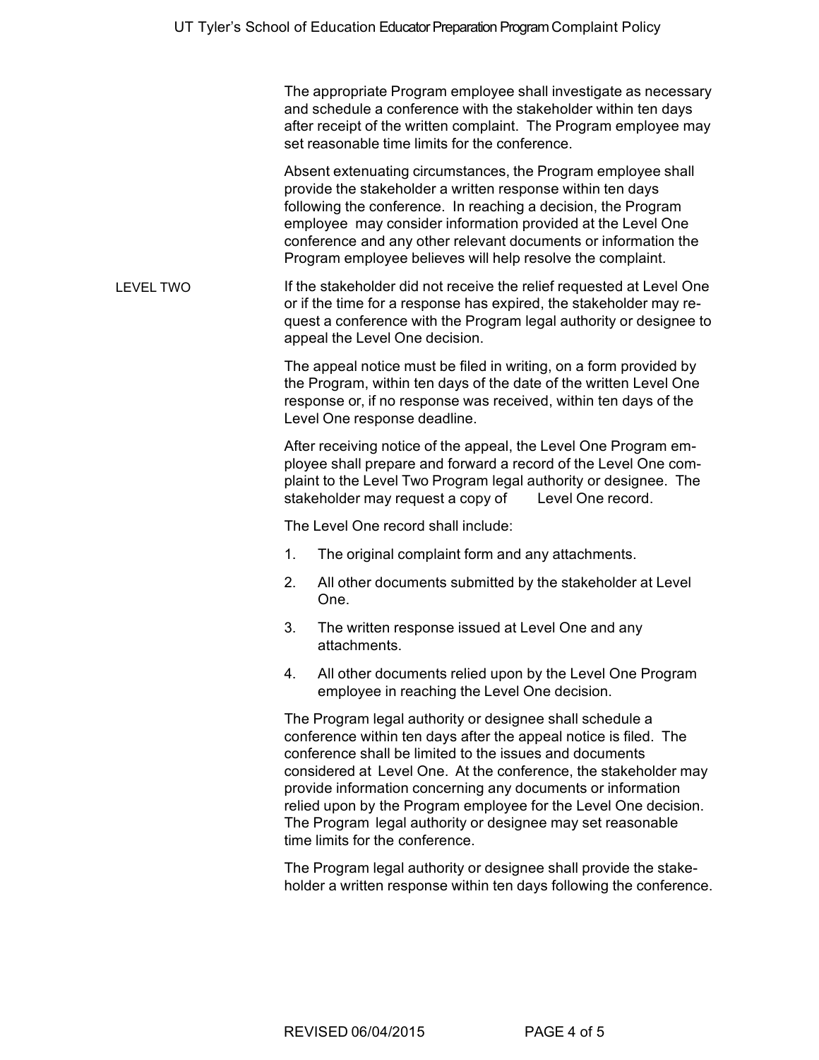The appropriate Program employee shall investigate as necessary and schedule a conference with the stakeholder within ten days after receipt of the written complaint. The Program employee may set reasonable time limits for the conference.

Absent extenuating circumstances, the Program employee shall provide the stakeholder a written response within ten days following the conference. In reaching a decision, the Program employee may consider information provided at the Level One conference and any other relevant documents or information the Program employee believes will help resolve the complaint.

## LEVEL TWO

If the stakeholder did not receive the relief requested at Level One or if the time for a response has expired, the stakeholder may request a conference with the Program legal authority or designee to appeal the Level One decision.

The appeal notice must be filed in writing, on a form provided by the Program, within ten days of the date of the written Level One response or, if no response was received, within ten days of the Level One response deadline.

After receiving notice of the appeal, the Level One Program employee shall prepare and forward a record of the Level One complaint to the Level Two Program legal authority or designee. The stakeholder may request a copy of Level One record.

The Level One record shall include:

1. The original complaint form and any attachments.
2. All other documents submitted by the stakeholder at Level One.
3. The written response issued at Level One and any attachments.
4. All other documents relied upon by the Level One Program employee in reaching the Level One decision.

The Program legal authority or designee shall schedule a conference within ten days after the appeal notice is filed. The conference shall be limited to the issues and documents considered at Level One. At the conference, the stakeholder may provide information concerning any documents or information relied upon by the Program employee for the Level One decision. The Program legal authority or designee may set reasonable time limits for the conference.

The Program legal authority or designee shall provide the stakeholder a written response within ten days following the conference.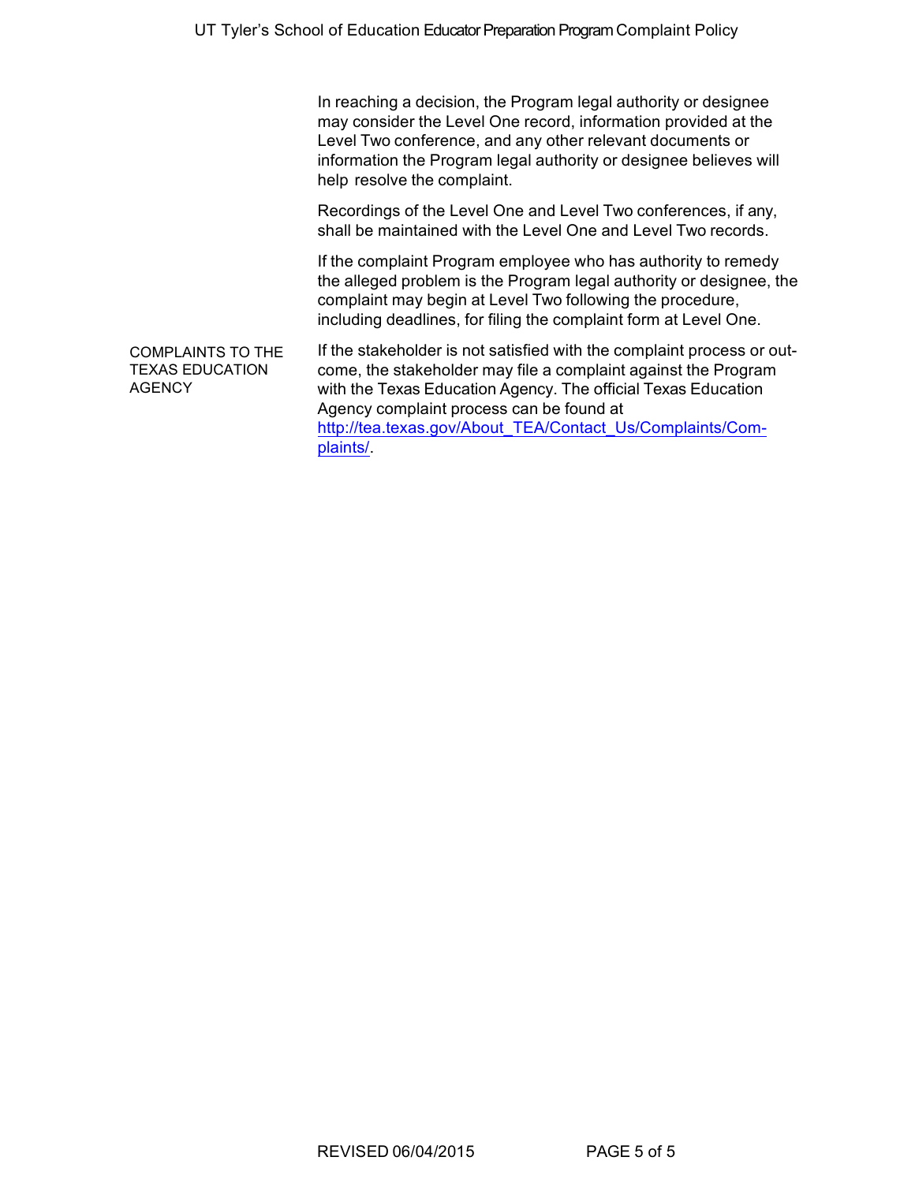In reaching a decision, the Program legal authority or designee may consider the Level One record, information provided at the Level Two conference, and any other relevant documents or information the Program legal authority or designee believes will help resolve the complaint.

Recordings of the Level One and Level Two conferences, if any, shall be maintained with the Level One and Level Two records.

If the complaint Program employee who has authority to remedy the alleged problem is the Program legal authority or designee, the complaint may begin at Level Two following the procedure, including deadlines, for filing the complaint form at Level One.

## COMPLAINTS TO THE TEXAS EDUCATION AGENCY

If the stakeholder is not satisfied with the complaint process or outcome, the stakeholder may file a complaint against the Program with the Texas Education Agency. The official Texas Education Agency complaint process can be found at http://tea.texas.gov/About_TEA/Contact_Us/Complaints/Complaints/.